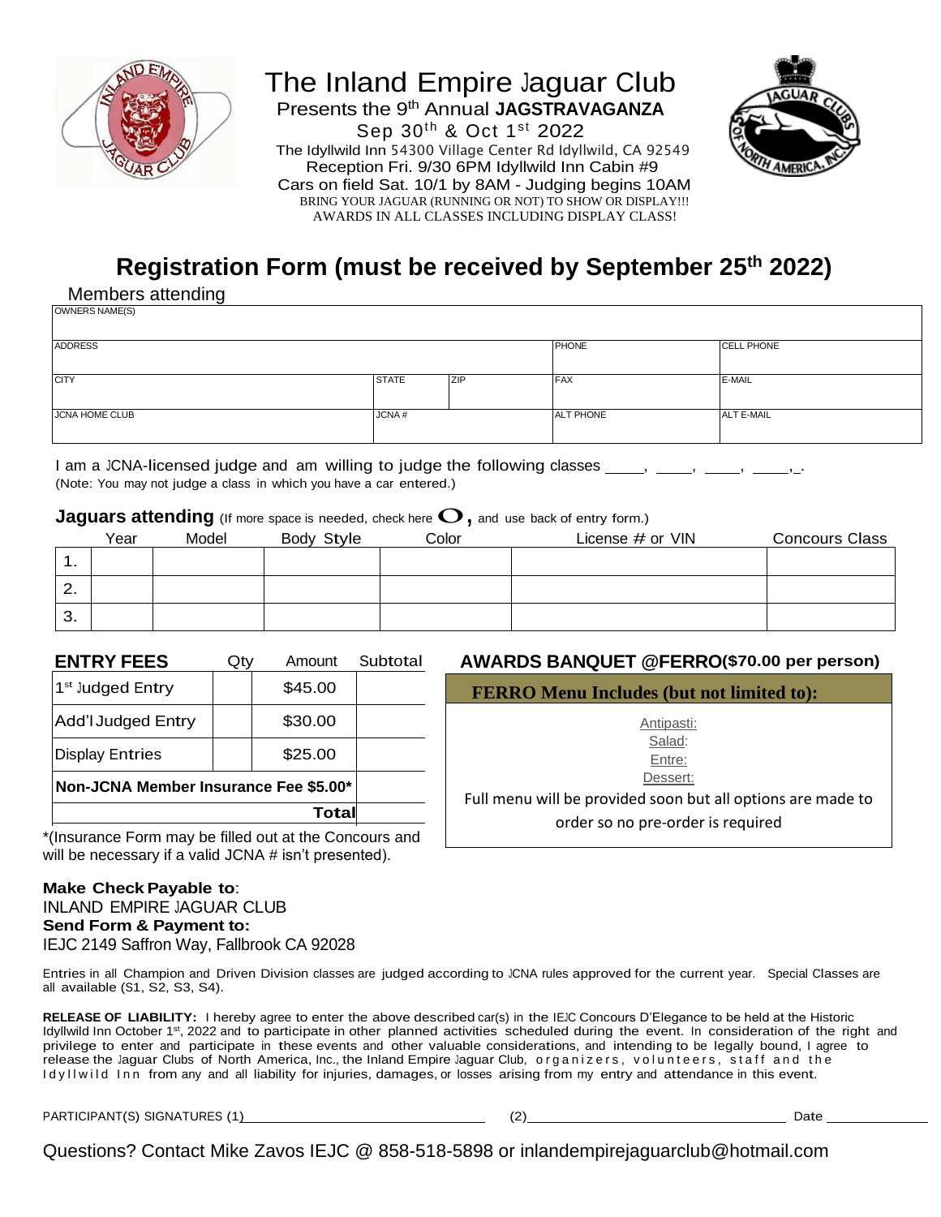# The Inland Empire Jaguar Club

Presents the 9th Annual **JAGSTRAVAGANZA**

Sep 30th & Oct 1st 2022

The Idyllwild Inn 54300 Village Center Rd Idyllwild, CA 92549

Reception Fri. 9/30 6PM Idyllwild Inn Cabin #9

Cars on field Sat. 10/1 by 8AM - Judging begins 10AM

BRING YOUR JAGUAR (RUNNING OR NOT) TO SHOW OR DISPLAY!!!

AWARDS IN ALL CLASSES INCLUDING DISPLAY CLASS!

## Registration Form (must be received by September 25th 2022)

Members attending

| OWNERS NAME(S) | | | | |
|---|---|---|---|---|
| ADDRESS | | | PHONE | CELL PHONE |
| CITY | STATE | ZIP | FAX | E-MAIL |
| JCNA HOME CLUB | JCNA # | | ALT PHONE | ALT E-MAIL |

I am a JCNA-licensed judge and am willing to judge the following classes ____, ____, ____, ____,_.
(Note: You may not judge a class in which you have a car entered.)

**Jaguars attending** (If more space is needed, check here O, and use back of entry form.)

| | Year | Model | Body Style | Color | License # or VIN | Concours Class |
|---|---|---|---|---|---|---|
| 1. | | | | | | |
| 2. | | | | | | |
| 3. | | | | | | |

| **ENTRY FEES** | Qty | Amount | Subtotal |
|---|---|---|---|
| 1st Judged Entry | | $45.00 | |
| Add'l Judged Entry | | $30.00 | |
| Display Entries | | $25.00 | |
| **Non-JCNA Member Insurance Fee $5.00*** | | | |
| **Total** | | | |

*(Insurance Form may be filled out at the Concours and will be necessary if a valid JCNA # isn't presented).

**AWARDS BANQUET @FERRO($70.00 per person)**

**FERRO Menu Includes (but not limited to):**

Antipasti:
Salad:
Entre:
Dessert:

Full menu will be provided soon but all options are made to order so no pre-order is required

**Make Check Payable to**:
INLAND EMPIRE JAGUAR CLUB
**Send Form & Payment to:**
IEJC 2149 Saffron Way, Fallbrook CA 92028

Entries in all Champion and Driven Division classes are judged according to JCNA rules approved for the current year. Special Classes are all available (S1, S2, S3, S4).

**RELEASE OF LIABILITY:** I hereby agree to enter the above described car(s) in the IEJC Concours D'Elegance to be held at the Historic Idyllwild Inn October 1st, 2022 and to participate in other planned activities scheduled during the event. In consideration of the right and privilege to enter and participate in these events and other valuable considerations, and intending to be legally bound, I agree to release the Jaguar Clubs of North America, Inc., the Inland Empire Jaguar Club, organizers, volunteers, staff and the Idyllwild Inn from any and all liability for injuries, damages, or losses arising from my entry and attendance in this event.

PARTICIPANT(S) SIGNATURES (1)________________ (2)________________ Date ________

Questions? Contact Mike Zavos IEJC @ 858-518-5898 or inlandempirejaguarclub@hotmail.com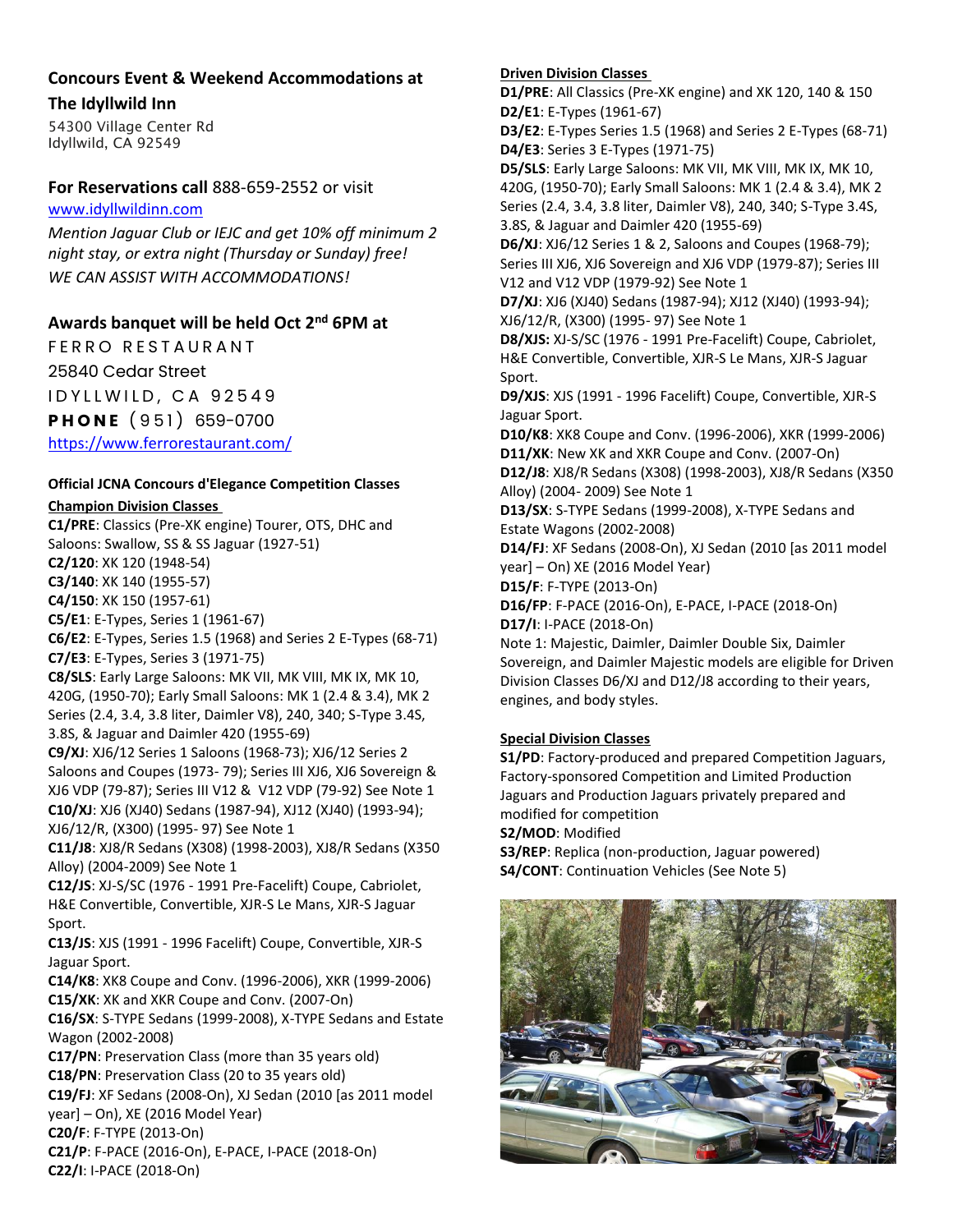## Concours Event & Weekend Accommodations at The Idyllwild Inn

54300 Village Center Rd
Idyllwild, CA 92549

**For Reservations call** 888-659-2552 or visit www.idyllwildinn.com

*Mention Jaguar Club or IEJC and get 10% off minimum 2 night stay, or extra night (Thursday or Sunday) free!*
*WE CAN ASSIST WITH ACCOMMODATIONS!*

## Awards banquet will be held Oct 2nd 6PM at

FERRO RESTAURANT
25840 Cedar Street
IDYLLWILD, CA 92549
**PHONE** (951) 659-0700
https://www.ferrorestaurant.com/

### Official JCNA Concours d'Elegance Competition Classes

**Champion Division Classes**

**C1/PRE**: Classics (Pre-XK engine) Tourer, OTS, DHC and Saloons: Swallow, SS & SS Jaguar (1927-51)
**C2/120**: XK 120 (1948-54)
**C3/140**: XK 140 (1955-57)
**C4/150**: XK 150 (1957-61)
**C5/E1**: E-Types, Series 1 (1961-67)
**C6/E2**: E-Types, Series 1.5 (1968) and Series 2 E-Types (68-71)
**C7/E3**: E-Types, Series 3 (1971-75)
**C8/SLS**: Early Large Saloons: MK VII, MK VIII, MK IX, MK 10, 420G, (1950-70); Early Small Saloons: MK 1 (2.4 & 3.4), MK 2 Series (2.4, 3.4, 3.8 liter, Daimler V8), 240, 340; S-Type 3.4S, 3.8S, & Jaguar and Daimler 420 (1955-69)
**C9/XJ**: XJ6/12 Series 1 Saloons (1968-73); XJ6/12 Series 2 Saloons and Coupes (1973- 79); Series III XJ6, XJ6 Sovereign & XJ6 VDP (79-87); Series III V12 & V12 VDP (79-92) See Note 1
**C10/XJ**: XJ6 (XJ40) Sedans (1987-94), XJ12 (XJ40) (1993-94); XJ6/12/R, (X300) (1995- 97) See Note 1
**C11/J8**: XJ8/R Sedans (X308) (1998-2003), XJ8/R Sedans (X350 Alloy) (2004-2009) See Note 1
**C12/JS**: XJ-S/SC (1976 - 1991 Pre-Facelift) Coupe, Cabriolet, H&E Convertible, Convertible, XJR-S Le Mans, XJR-S Jaguar Sport.
**C13/JS**: XJS (1991 - 1996 Facelift) Coupe, Convertible, XJR-S Jaguar Sport.
**C14/K8**: XK8 Coupe and Conv. (1996-2006), XKR (1999-2006)
**C15/XK**: XK and XKR Coupe and Conv. (2007-On)
**C16/SX**: S-TYPE Sedans (1999-2008), X-TYPE Sedans and Estate Wagon (2002-2008)
**C17/PN**: Preservation Class (more than 35 years old)
**C18/PN**: Preservation Class (20 to 35 years old)
**C19/FJ**: XF Sedans (2008-On), XJ Sedan (2010 [as 2011 model year] – On), XE (2016 Model Year)
**C20/F**: F-TYPE (2013-On)
**C21/P**: F-PACE (2016-On), E-PACE, I-PACE (2018-On)
**C22/I**: I-PACE (2018-On)

**Driven Division Classes**

**D1/PRE**: All Classics (Pre-XK engine) and XK 120, 140 & 150
**D2/E1**: E-Types (1961-67)
**D3/E2**: E-Types Series 1.5 (1968) and Series 2 E-Types (68-71)
**D4/E3**: Series 3 E-Types (1971-75)
**D5/SLS**: Early Large Saloons: MK VII, MK VIII, MK IX, MK 10, 420G, (1950-70); Early Small Saloons: MK 1 (2.4 & 3.4), MK 2 Series (2.4, 3.4, 3.8 liter, Daimler V8), 240, 340; S-Type 3.4S, 3.8S, & Jaguar and Daimler 420 (1955-69)
**D6/XJ**: XJ6/12 Series 1 & 2, Saloons and Coupes (1968-79); Series III XJ6, XJ6 Sovereign and XJ6 VDP (1979-87); Series III V12 and V12 VDP (1979-92) See Note 1
**D7/XJ**: XJ6 (XJ40) Sedans (1987-94); XJ12 (XJ40) (1993-94); XJ6/12/R, (X300) (1995- 97) See Note 1
**D8/XJS**: XJ-S/SC (1976 - 1991 Pre-Facelift) Coupe, Cabriolet, H&E Convertible, Convertible, XJR-S Le Mans, XJR-S Jaguar Sport.
**D9/XJS**: XJS (1991 - 1996 Facelift) Coupe, Convertible, XJR-S Jaguar Sport.
**D10/K8**: XK8 Coupe and Conv. (1996-2006), XKR (1999-2006)
**D11/XK**: New XK and XKR Coupe and Conv. (2007-On)
**D12/J8**: XJ8/R Sedans (X308) (1998-2003), XJ8/R Sedans (X350 Alloy) (2004- 2009) See Note 1
**D13/SX**: S-TYPE Sedans (1999-2008), X-TYPE Sedans and Estate Wagons (2002-2008)
**D14/FJ**: XF Sedans (2008-On), XJ Sedan (2010 [as 2011 model year] – On) XE (2016 Model Year)
**D15/F**: F-TYPE (2013-On)
**D16/FP**: F-PACE (2016-On), E-PACE, I-PACE (2018-On)
**D17/I**: I-PACE (2018-On)

Note 1: Majestic, Daimler, Daimler Double Six, Daimler Sovereign, and Daimler Majestic models are eligible for Driven Division Classes D6/XJ and D12/J8 according to their years, engines, and body styles.

**Special Division Classes**

**S1/PD**: Factory-produced and prepared Competition Jaguars, Factory-sponsored Competition and Limited Production Jaguars and Production Jaguars privately prepared and modified for competition
**S2/MOD**: Modified
**S3/REP**: Replica (non-production, Jaguar powered)
**S4/CONT**: Continuation Vehicles (See Note 5)